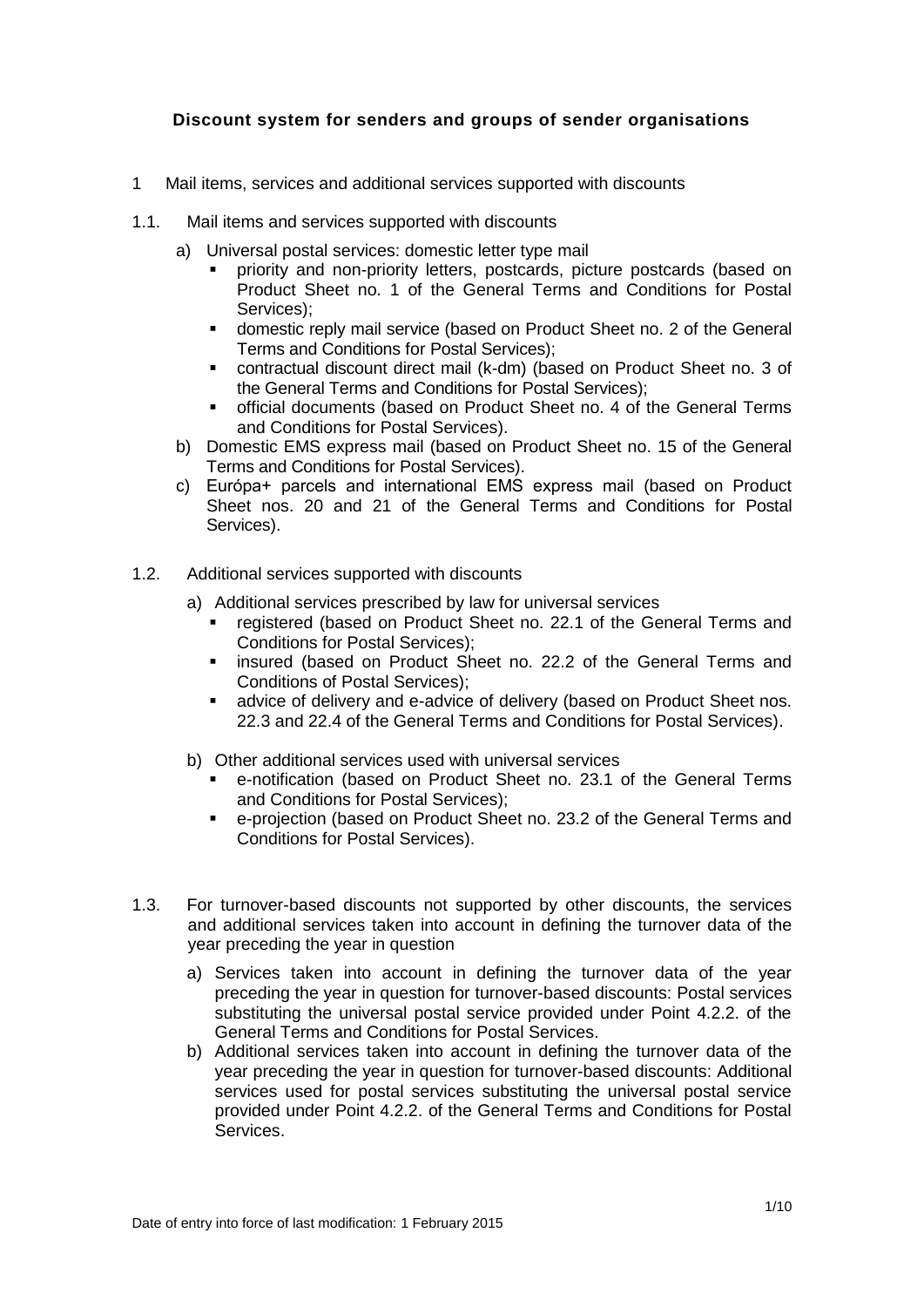# Discount system for senders and groups of sender organisations

1 Mail items, services and additional services supported with discounts

1.1. Mail items and services supported with discounts

a) Universal postal services: domestic letter type mail
   - priority and non-priority letters, postcards, picture postcards (based on Product Sheet no. 1 of the General Terms and Conditions for Postal Services);
   - domestic reply mail service (based on Product Sheet no. 2 of the General Terms and Conditions for Postal Services);
   - contractual discount direct mail (k-dm) (based on Product Sheet no. 3 of the General Terms and Conditions for Postal Services);
   - official documents (based on Product Sheet no. 4 of the General Terms and Conditions for Postal Services).

b) Domestic EMS express mail (based on Product Sheet no. 15 of the General Terms and Conditions for Postal Services).

c) Európa+ parcels and international EMS express mail (based on Product Sheet nos. 20 and 21 of the General Terms and Conditions for Postal Services).

1.2. Additional services supported with discounts

a) Additional services prescribed by law for universal services
   - registered (based on Product Sheet no. 22.1 of the General Terms and Conditions for Postal Services);
   - insured (based on Product Sheet no. 22.2 of the General Terms and Conditions of Postal Services);
   - advice of delivery and e-advice of delivery (based on Product Sheet nos. 22.3 and 22.4 of the General Terms and Conditions for Postal Services).

b) Other additional services used with universal services
   - e-notification (based on Product Sheet no. 23.1 of the General Terms and Conditions for Postal Services);
   - e-projection (based on Product Sheet no. 23.2 of the General Terms and Conditions for Postal Services).

1.3. For turnover-based discounts not supported by other discounts, the services and additional services taken into account in defining the turnover data of the year preceding the year in question

a) Services taken into account in defining the turnover data of the year preceding the year in question for turnover-based discounts: Postal services substituting the universal postal service provided under Point 4.2.2. of the General Terms and Conditions for Postal Services.

b) Additional services taken into account in defining the turnover data of the year preceding the year in question for turnover-based discounts: Additional services used for postal services substituting the universal postal service provided under Point 4.2.2. of the General Terms and Conditions for Postal Services.

Date of entry into force of last modification: 1 February 2015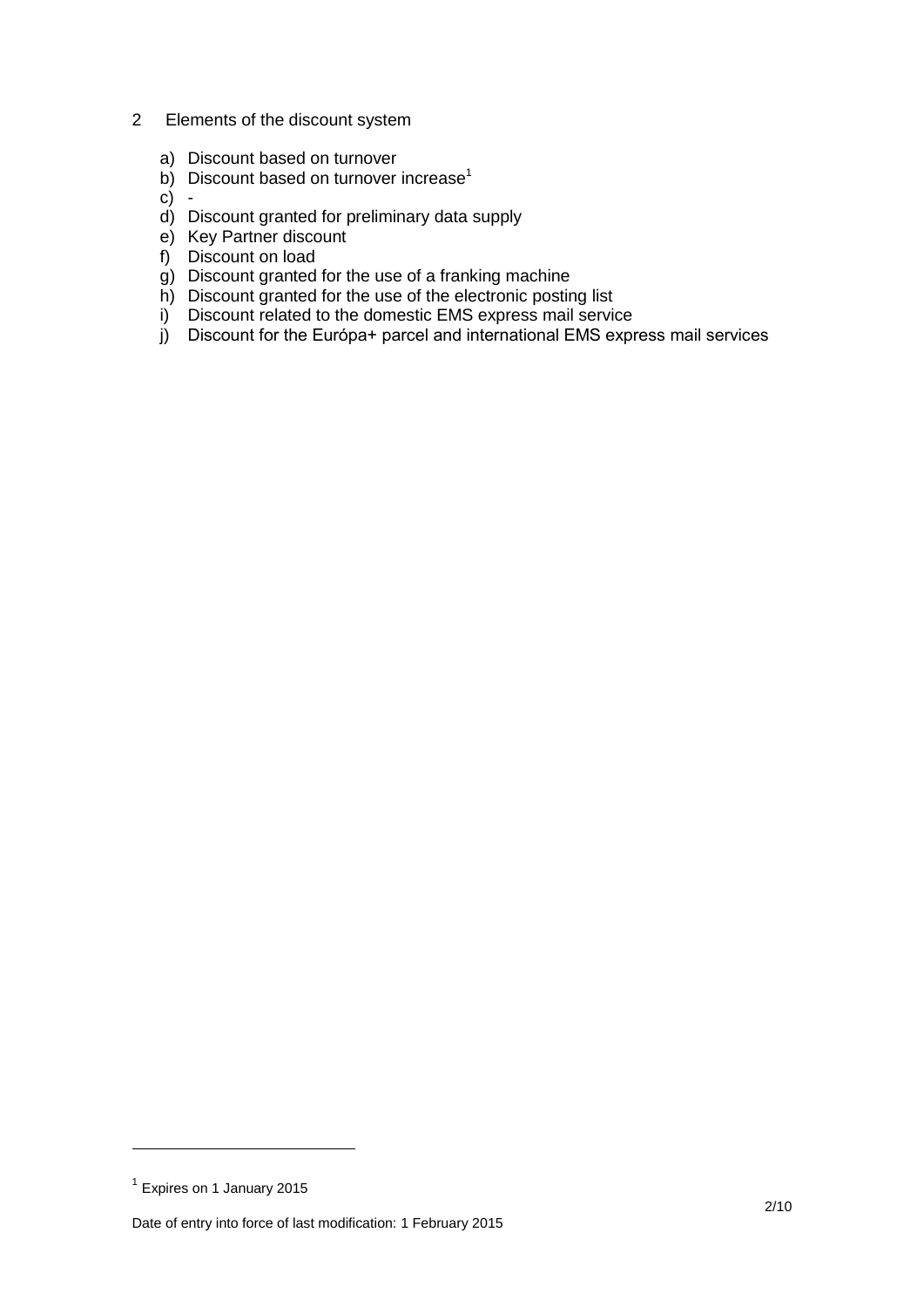## 2 Elements of the discount system

a) Discount based on turnover
b) Discount based on turnover increase[1]
c) -
d) Discount granted for preliminary data supply
e) Key Partner discount
f) Discount on load
g) Discount granted for the use of a franking machine
h) Discount granted for the use of the electronic posting list
i) Discount related to the domestic EMS express mail service
j) Discount for the Európa+ parcel and international EMS express mail services

[1] Expires on 1 January 2015

Date of entry into force of last modification: 1 February 2015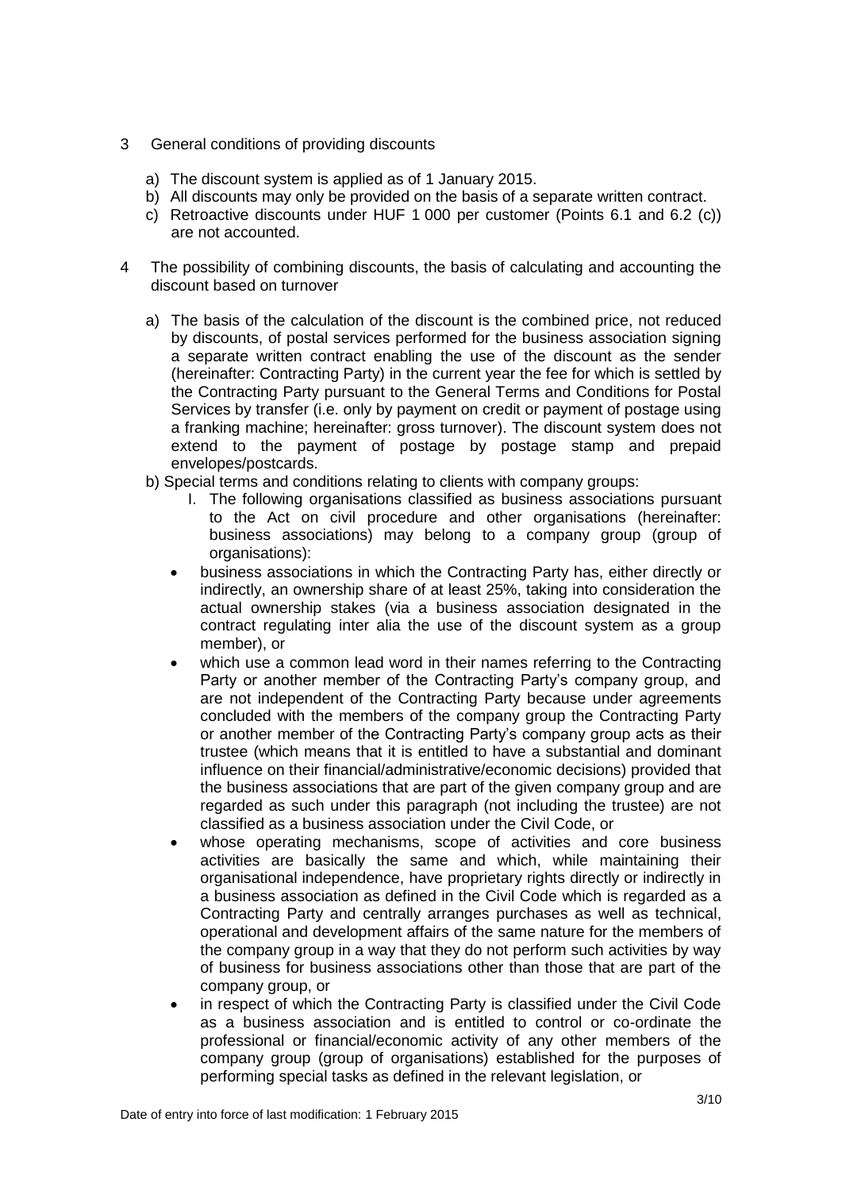## 3 General conditions of providing discounts

a) The discount system is applied as of 1 January 2015.

b) All discounts may only be provided on the basis of a separate written contract.

c) Retroactive discounts under HUF 1 000 per customer (Points 6.1 and 6.2 (c)) are not accounted.

## 4 The possibility of combining discounts, the basis of calculating and accounting the discount based on turnover

a) The basis of the calculation of the discount is the combined price, not reduced by discounts, of postal services performed for the business association signing a separate written contract enabling the use of the discount as the sender (hereinafter: Contracting Party) in the current year the fee for which is settled by the Contracting Party pursuant to the General Terms and Conditions for Postal Services by transfer (i.e. only by payment on credit or payment of postage using a franking machine; hereinafter: gross turnover). The discount system does not extend to the payment of postage by postage stamp and prepaid envelopes/postcards.

b) Special terms and conditions relating to clients with company groups:

I. The following organisations classified as business associations pursuant to the Act on civil procedure and other organisations (hereinafter: business associations) may belong to a company group (group of organisations):

- business associations in which the Contracting Party has, either directly or indirectly, an ownership share of at least 25%, taking into consideration the actual ownership stakes (via a business association designated in the contract regulating inter alia the use of the discount system as a group member), or
- which use a common lead word in their names referring to the Contracting Party or another member of the Contracting Party's company group, and are not independent of the Contracting Party because under agreements concluded with the members of the company group the Contracting Party or another member of the Contracting Party's company group acts as their trustee (which means that it is entitled to have a substantial and dominant influence on their financial/administrative/economic decisions) provided that the business associations that are part of the given company group and are regarded as such under this paragraph (not including the trustee) are not classified as a business association under the Civil Code, or
- whose operating mechanisms, scope of activities and core business activities are basically the same and which, while maintaining their organisational independence, have proprietary rights directly or indirectly in a business association as defined in the Civil Code which is regarded as a Contracting Party and centrally arranges purchases as well as technical, operational and development affairs of the same nature for the members of the company group in a way that they do not perform such activities by way of business for business associations other than those that are part of the company group, or
- in respect of which the Contracting Party is classified under the Civil Code as a business association and is entitled to control or co-ordinate the professional or financial/economic activity of any other members of the company group (group of organisations) established for the purposes of performing special tasks as defined in the relevant legislation, or

Date of entry into force of last modification: 1 February 2015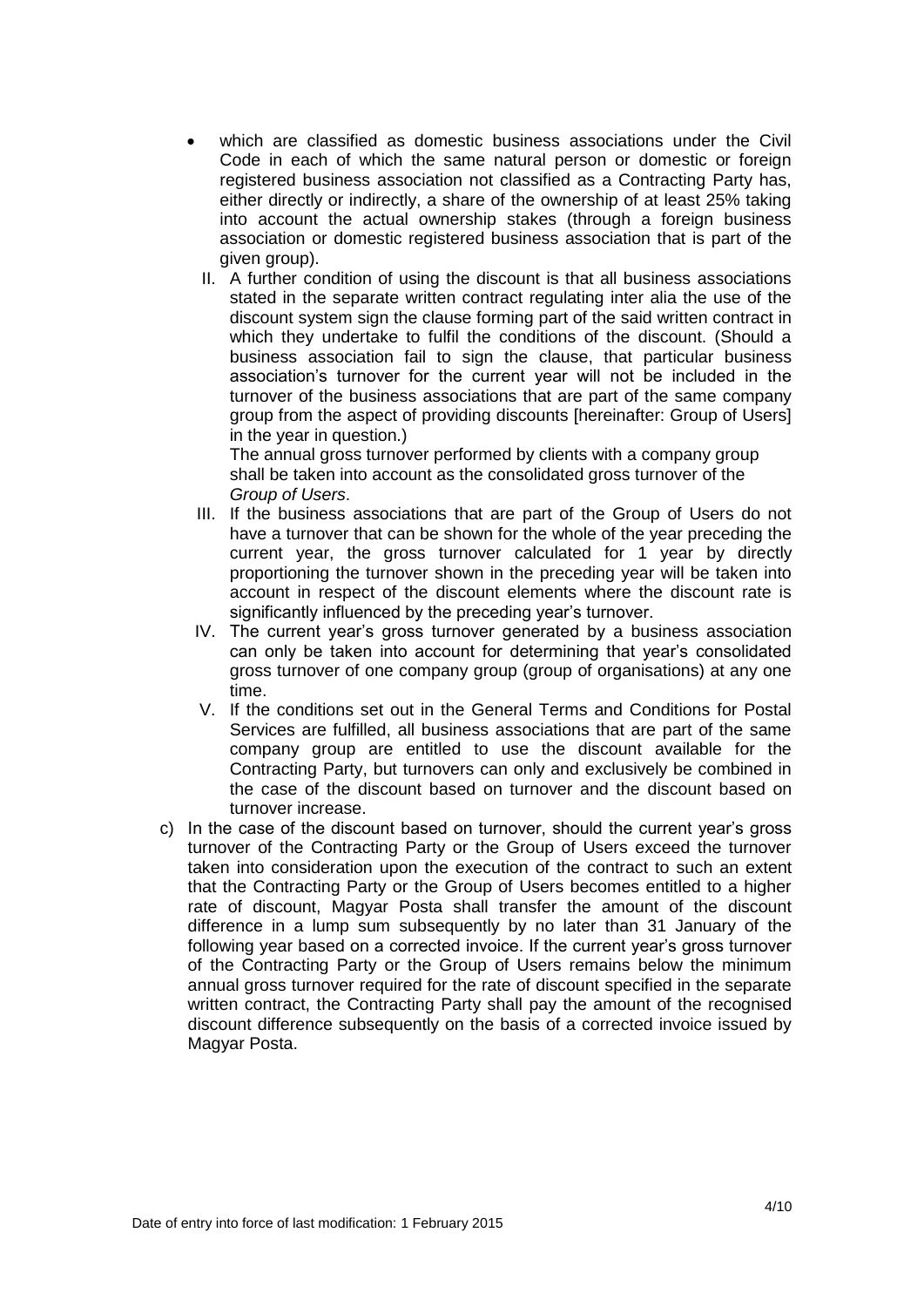- which are classified as domestic business associations under the Civil Code in each of which the same natural person or domestic or foreign registered business association not classified as a Contracting Party has, either directly or indirectly, a share of the ownership of at least 25% taking into account the actual ownership stakes (through a foreign business association or domestic registered business association that is part of the given group).

II. A further condition of using the discount is that all business associations stated in the separate written contract regulating inter alia the use of the discount system sign the clause forming part of the said written contract in which they undertake to fulfil the conditions of the discount. (Should a business association fail to sign the clause, that particular business association's turnover for the current year will not be included in the turnover of the business associations that are part of the same company group from the aspect of providing discounts [hereinafter: Group of Users] in the year in question.)

The annual gross turnover performed by clients with a company group shall be taken into account as the consolidated gross turnover of the *Group of Users*.

III. If the business associations that are part of the Group of Users do not have a turnover that can be shown for the whole of the year preceding the current year, the gross turnover calculated for 1 year by directly proportioning the turnover shown in the preceding year will be taken into account in respect of the discount elements where the discount rate is significantly influenced by the preceding year's turnover.

IV. The current year's gross turnover generated by a business association can only be taken into account for determining that year's consolidated gross turnover of one company group (group of organisations) at any one time.

V. If the conditions set out in the General Terms and Conditions for Postal Services are fulfilled, all business associations that are part of the same company group are entitled to use the discount available for the Contracting Party, but turnovers can only and exclusively be combined in the case of the discount based on turnover and the discount based on turnover increase.

c) In the case of the discount based on turnover, should the current year's gross turnover of the Contracting Party or the Group of Users exceed the turnover taken into consideration upon the execution of the contract to such an extent that the Contracting Party or the Group of Users becomes entitled to a higher rate of discount, Magyar Posta shall transfer the amount of the discount difference in a lump sum subsequently by no later than 31 January of the following year based on a corrected invoice. If the current year's gross turnover of the Contracting Party or the Group of Users remains below the minimum annual gross turnover required for the rate of discount specified in the separate written contract, the Contracting Party shall pay the amount of the recognised discount difference subsequently on the basis of a corrected invoice issued by Magyar Posta.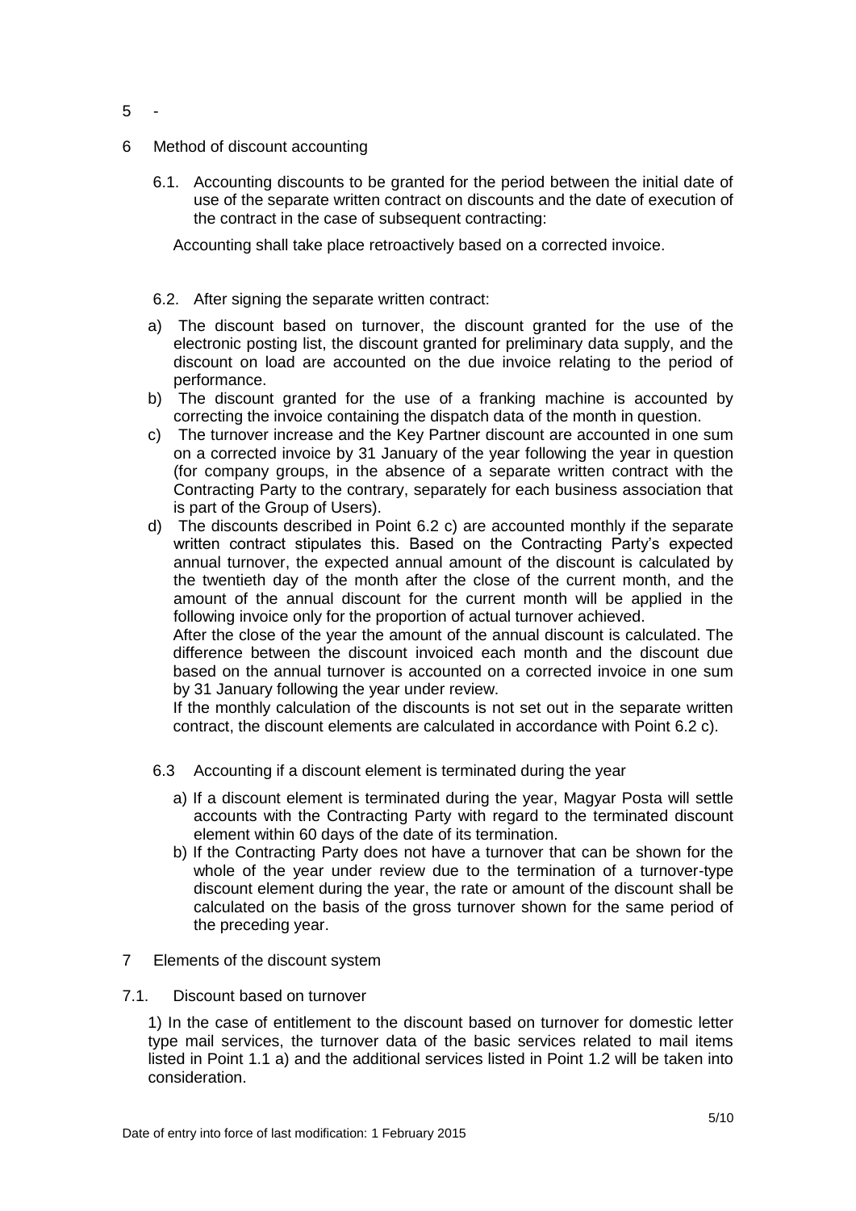5 -

6 Method of discount accounting

6.1. Accounting discounts to be granted for the period between the initial date of use of the separate written contract on discounts and the date of execution of the contract in the case of subsequent contracting:

Accounting shall take place retroactively based on a corrected invoice.

6.2. After signing the separate written contract:

a) The discount based on turnover, the discount granted for the use of the electronic posting list, the discount granted for preliminary data supply, and the discount on load are accounted on the due invoice relating to the period of performance.

b) The discount granted for the use of a franking machine is accounted by correcting the invoice containing the dispatch data of the month in question.

c) The turnover increase and the Key Partner discount are accounted in one sum on a corrected invoice by 31 January of the year following the year in question (for company groups, in the absence of a separate written contract with the Contracting Party to the contrary, separately for each business association that is part of the Group of Users).

d) The discounts described in Point 6.2 c) are accounted monthly if the separate written contract stipulates this. Based on the Contracting Party's expected annual turnover, the expected annual amount of the discount is calculated by the twentieth day of the month after the close of the current month, and the amount of the annual discount for the current month will be applied in the following invoice only for the proportion of actual turnover achieved.
After the close of the year the amount of the annual discount is calculated. The difference between the discount invoiced each month and the discount due based on the annual turnover is accounted on a corrected invoice in one sum by 31 January following the year under review.
If the monthly calculation of the discounts is not set out in the separate written contract, the discount elements are calculated in accordance with Point 6.2 c).

6.3 Accounting if a discount element is terminated during the year

a) If a discount element is terminated during the year, Magyar Posta will settle accounts with the Contracting Party with regard to the terminated discount element within 60 days of the date of its termination.

b) If the Contracting Party does not have a turnover that can be shown for the whole of the year under review due to the termination of a turnover-type discount element during the year, the rate or amount of the discount shall be calculated on the basis of the gross turnover shown for the same period of the preceding year.

7 Elements of the discount system

7.1. Discount based on turnover

1) In the case of entitlement to the discount based on turnover for domestic letter type mail services, the turnover data of the basic services related to mail items listed in Point 1.1 a) and the additional services listed in Point 1.2 will be taken into consideration.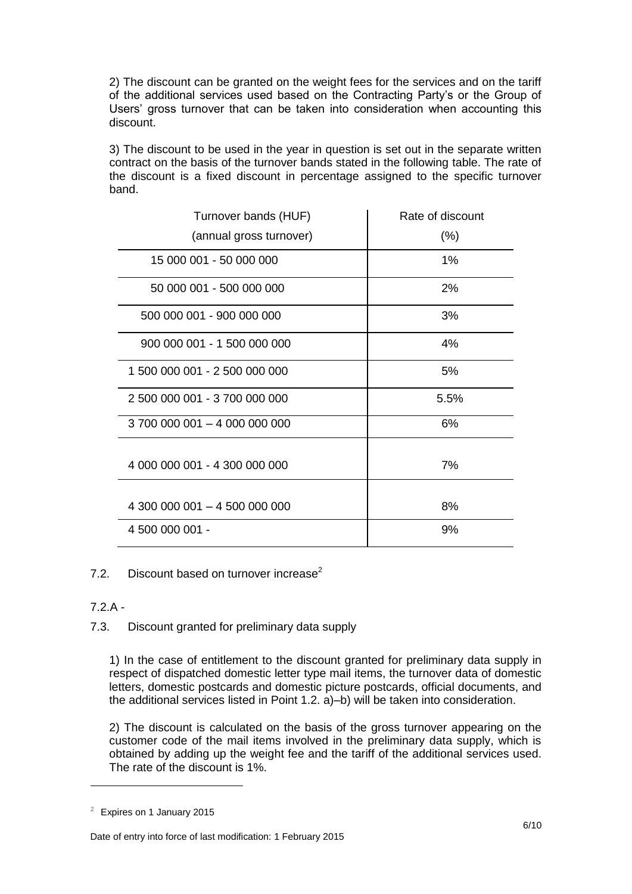2) The discount can be granted on the weight fees for the services and on the tariff of the additional services used based on the Contracting Party's or the Group of Users' gross turnover that can be taken into consideration when accounting this discount.

3) The discount to be used in the year in question is set out in the separate written contract on the basis of the turnover bands stated in the following table. The rate of the discount is a fixed discount in percentage assigned to the specific turnover band.

| Turnover bands (HUF) (annual gross turnover) | Rate of discount (%) |
|---|---|
| 15 000 001 - 50 000 000 | 1% |
| 50 000 001 - 500 000 000 | 2% |
| 500 000 001 - 900 000 000 | 3% |
| 900 000 001 - 1 500 000 000 | 4% |
| 1 500 000 001 - 2 500 000 000 | 5% |
| 2 500 000 001 - 3 700 000 000 | 5.5% |
| 3 700 000 001 – 4 000 000 000 | 6% |
| 4 000 000 001 - 4 300 000 000 | 7% |
| 4 300 000 001 – 4 500 000 000 | 8% |
| 4 500 000 001 - | 9% |

7.2. Discount based on turnover increase[2]

7.2.A -

7.3. Discount granted for preliminary data supply

1) In the case of entitlement to the discount granted for preliminary data supply in respect of dispatched domestic letter type mail items, the turnover data of domestic letters, domestic postcards and domestic picture postcards, official documents, and the additional services listed in Point 1.2. a)–b) will be taken into consideration.

2) The discount is calculated on the basis of the gross turnover appearing on the customer code of the mail items involved in the preliminary data supply, which is obtained by adding up the weight fee and the tariff of the additional services used. The rate of the discount is 1%.

[2] Expires on 1 January 2015

Date of entry into force of last modification: 1 February 2015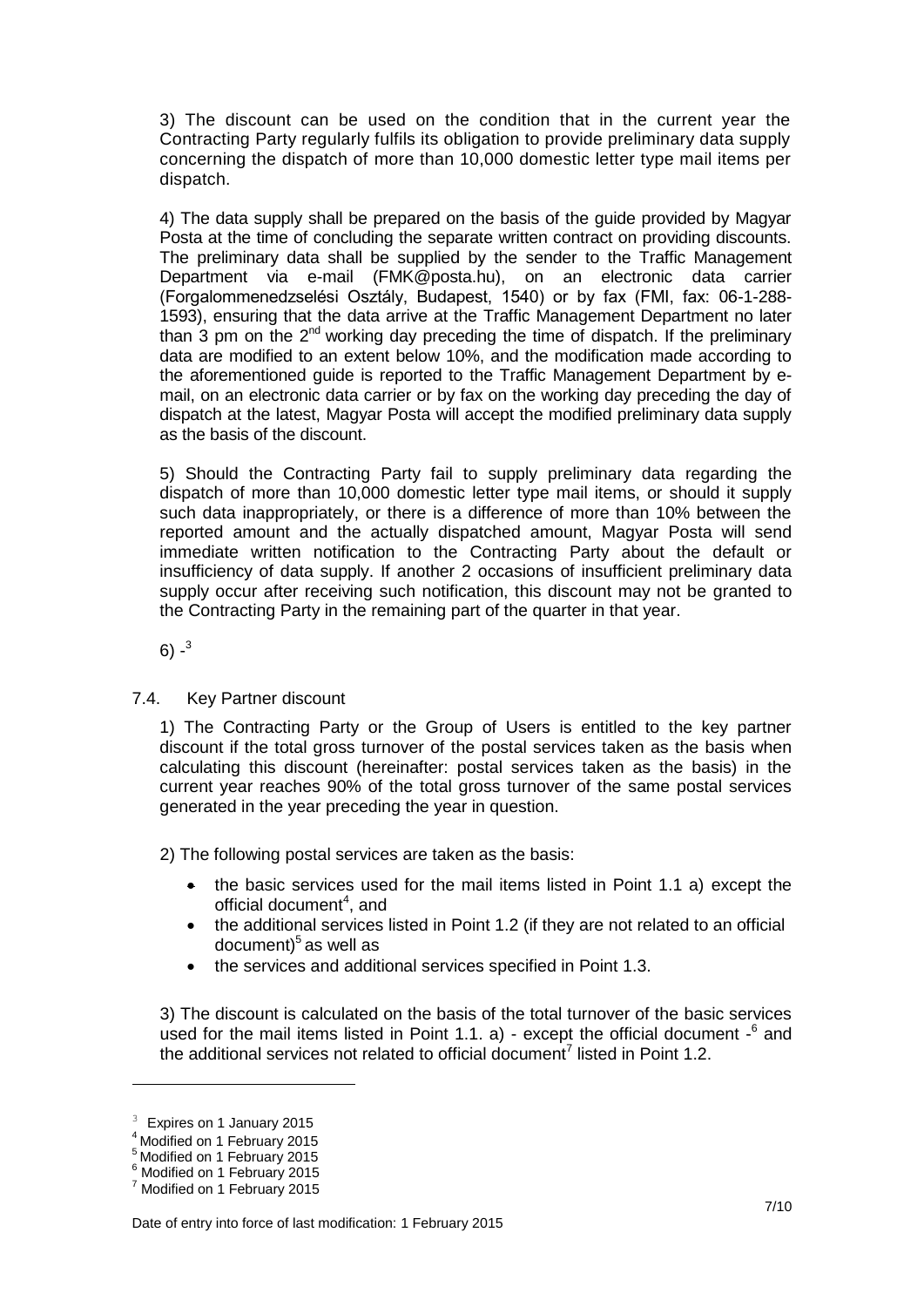3) The discount can be used on the condition that in the current year the Contracting Party regularly fulfils its obligation to provide preliminary data supply concerning the dispatch of more than 10,000 domestic letter type mail items per dispatch.

4) The data supply shall be prepared on the basis of the guide provided by Magyar Posta at the time of concluding the separate written contract on providing discounts. The preliminary data shall be supplied by the sender to the Traffic Management Department via e-mail (FMK@posta.hu), on an electronic data carrier (Forgalommenedzselési Osztály, Budapest, 1540) or by fax (FMI, fax: 06-1-288-1593), ensuring that the data arrive at the Traffic Management Department no later than 3 pm on the 2nd working day preceding the time of dispatch. If the preliminary data are modified to an extent below 10%, and the modification made according to the aforementioned guide is reported to the Traffic Management Department by e-mail, on an electronic data carrier or by fax on the working day preceding the day of dispatch at the latest, Magyar Posta will accept the modified preliminary data supply as the basis of the discount.

5) Should the Contracting Party fail to supply preliminary data regarding the dispatch of more than 10,000 domestic letter type mail items, or should it supply such data inappropriately, or there is a difference of more than 10% between the reported amount and the actually dispatched amount, Magyar Posta will send immediate written notification to the Contracting Party about the default or insufficiency of data supply. If another 2 occasions of insufficient preliminary data supply occur after receiving such notification, this discount may not be granted to the Contracting Party in the remaining part of the quarter in that year.

6) -[3]

## 7.4. Key Partner discount

1) The Contracting Party or the Group of Users is entitled to the key partner discount if the total gross turnover of the postal services taken as the basis when calculating this discount (hereinafter: postal services taken as the basis) in the current year reaches 90% of the total gross turnover of the same postal services generated in the year preceding the year in question.

2) The following postal services are taken as the basis:

- the basic services used for the mail items listed in Point 1.1 a) except the official document[4], and
- the additional services listed in Point 1.2 (if they are not related to an official document)[5] as well as
- the services and additional services specified in Point 1.3.

3) The discount is calculated on the basis of the total turnover of the basic services used for the mail items listed in Point 1.1. a) - except the official document -[6] and the additional services not related to official document[7] listed in Point 1.2.

---

[3] Expires on 1 January 2015
[4] Modified on 1 February 2015
[5] Modified on 1 February 2015
[6] Modified on 1 February 2015
[7] Modified on 1 February 2015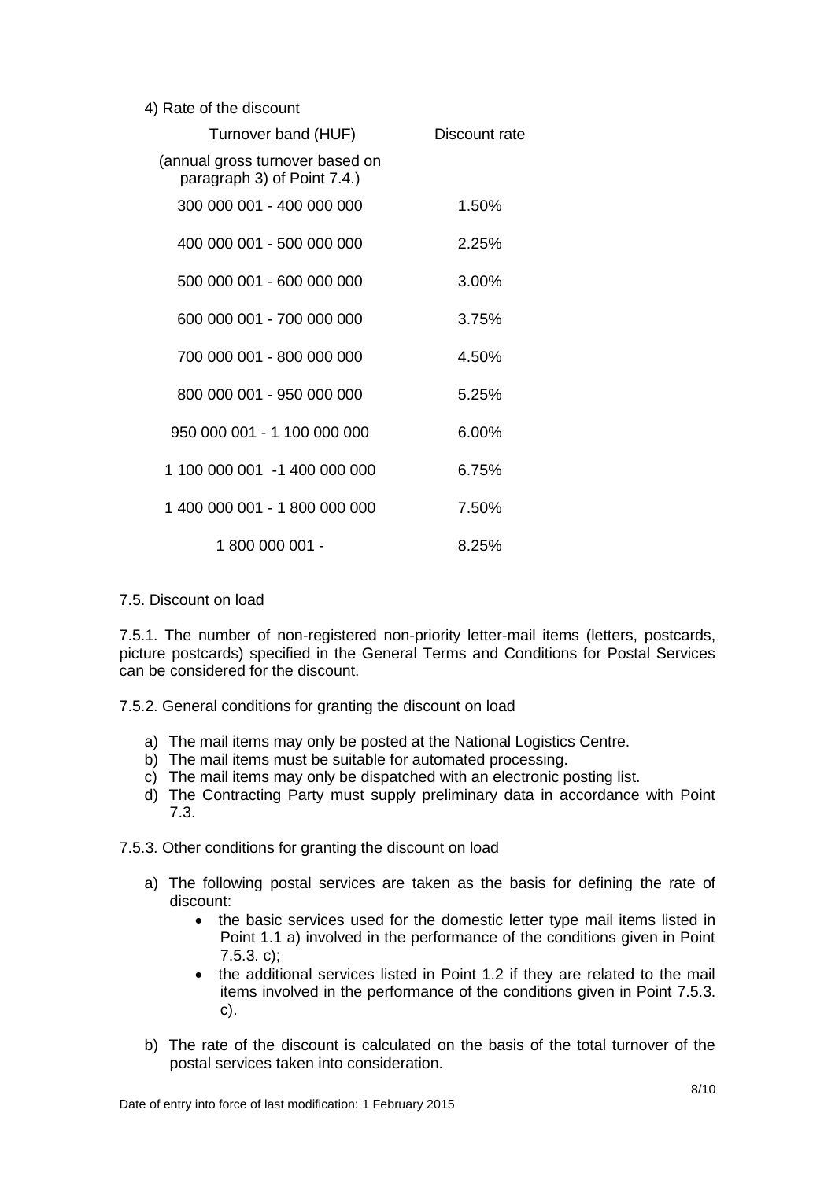4) Rate of the discount

| Turnover band (HUF) (annual gross turnover based on paragraph 3) of Point 7.4.) | Discount rate |
|---|---|
| 300 000 001 - 400 000 000 | 1.50% |
| 400 000 001 - 500 000 000 | 2.25% |
| 500 000 001 - 600 000 000 | 3.00% |
| 600 000 001 - 700 000 000 | 3.75% |
| 700 000 001 - 800 000 000 | 4.50% |
| 800 000 001 - 950 000 000 | 5.25% |
| 950 000 001 - 1 100 000 000 | 6.00% |
| 1 100 000 001 -1 400 000 000 | 6.75% |
| 1 400 000 001 - 1 800 000 000 | 7.50% |
| 1 800 000 001 - | 8.25% |

7.5. Discount on load

7.5.1. The number of non-registered non-priority letter-mail items (letters, postcards, picture postcards) specified in the General Terms and Conditions for Postal Services can be considered for the discount.

7.5.2. General conditions for granting the discount on load

a) The mail items may only be posted at the National Logistics Centre.
b) The mail items must be suitable for automated processing.
c) The mail items may only be dispatched with an electronic posting list.
d) The Contracting Party must supply preliminary data in accordance with Point 7.3.

7.5.3. Other conditions for granting the discount on load

a) The following postal services are taken as the basis for defining the rate of discount:
   - the basic services used for the domestic letter type mail items listed in Point 1.1 a) involved in the performance of the conditions given in Point 7.5.3. c);
   - the additional services listed in Point 1.2 if they are related to the mail items involved in the performance of the conditions given in Point 7.5.3. c).
b) The rate of the discount is calculated on the basis of the total turnover of the postal services taken into consideration.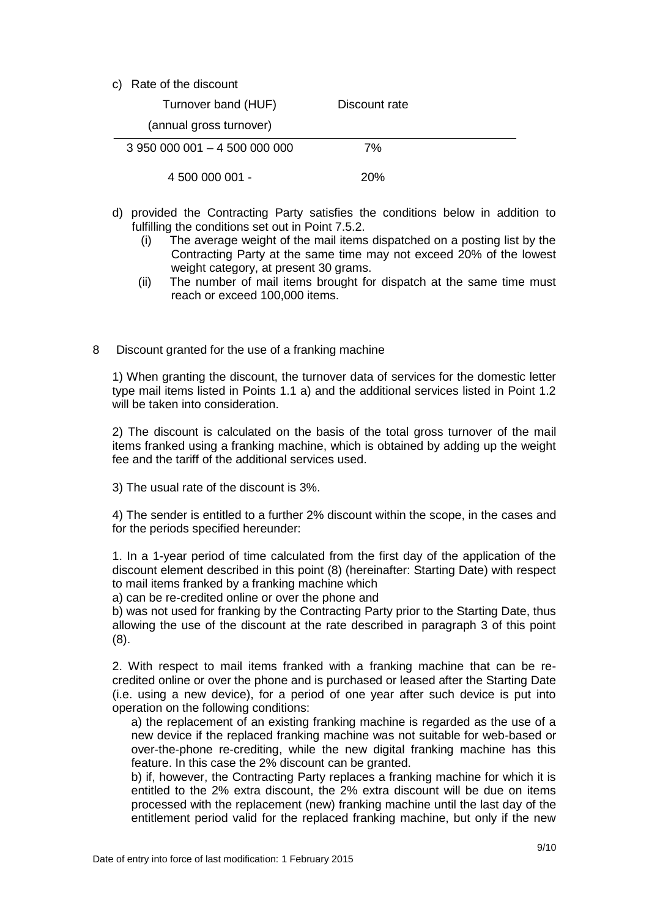c) Rate of the discount

| Turnover band (HUF) (annual gross turnover) | Discount rate |
|---|---|
| 3 950 000 001 – 4 500 000 000 | 7% |
| 4 500 000 001 - | 20% |

d) provided the Contracting Party satisfies the conditions below in addition to fulfilling the conditions set out in Point 7.5.2.
   (i) The average weight of the mail items dispatched on a posting list by the Contracting Party at the same time may not exceed 20% of the lowest weight category, at present 30 grams.
   (ii) The number of mail items brought for dispatch at the same time must reach or exceed 100,000 items.

## 8 Discount granted for the use of a franking machine

1) When granting the discount, the turnover data of services for the domestic letter type mail items listed in Points 1.1 a) and the additional services listed in Point 1.2 will be taken into consideration.

2) The discount is calculated on the basis of the total gross turnover of the mail items franked using a franking machine, which is obtained by adding up the weight fee and the tariff of the additional services used.

3) The usual rate of the discount is 3%.

4) The sender is entitled to a further 2% discount within the scope, in the cases and for the periods specified hereunder:

1. In a 1-year period of time calculated from the first day of the application of the discount element described in this point (8) (hereinafter: Starting Date) with respect to mail items franked by a franking machine which
a) can be re-credited online or over the phone and
b) was not used for franking by the Contracting Party prior to the Starting Date, thus allowing the use of the discount at the rate described in paragraph 3 of this point (8).

2. With respect to mail items franked with a franking machine that can be re-credited online or over the phone and is purchased or leased after the Starting Date (i.e. using a new device), for a period of one year after such device is put into operation on the following conditions:
   a) the replacement of an existing franking machine is regarded as the use of a new device if the replaced franking machine was not suitable for web-based or over-the-phone re-crediting, while the new digital franking machine has this feature. In this case the 2% discount can be granted.
   b) if, however, the Contracting Party replaces a franking machine for which it is entitled to the 2% extra discount, the 2% extra discount will be due on items processed with the replacement (new) franking machine until the last day of the entitlement period valid for the replaced franking machine, but only if the new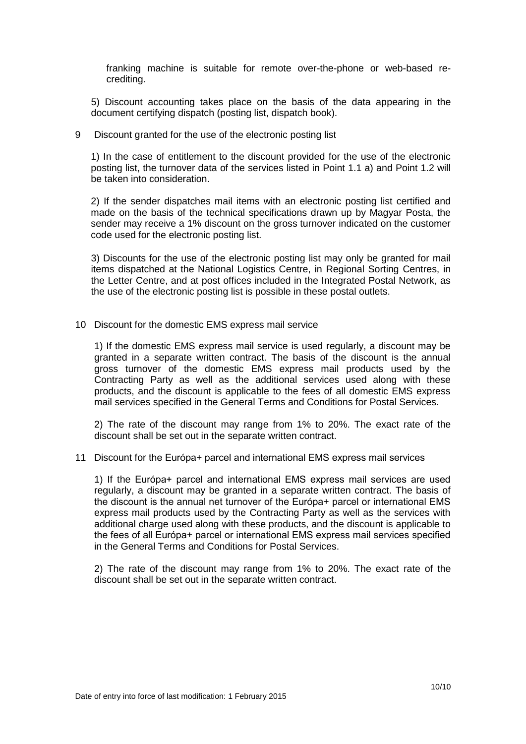franking machine is suitable for remote over-the-phone or web-based re-crediting.

5) Discount accounting takes place on the basis of the data appearing in the document certifying dispatch (posting list, dispatch book).

## 9 Discount granted for the use of the electronic posting list

1) In the case of entitlement to the discount provided for the use of the electronic posting list, the turnover data of the services listed in Point 1.1 a) and Point 1.2 will be taken into consideration.

2) If the sender dispatches mail items with an electronic posting list certified and made on the basis of the technical specifications drawn up by Magyar Posta, the sender may receive a 1% discount on the gross turnover indicated on the customer code used for the electronic posting list.

3) Discounts for the use of the electronic posting list may only be granted for mail items dispatched at the National Logistics Centre, in Regional Sorting Centres, in the Letter Centre, and at post offices included in the Integrated Postal Network, as the use of the electronic posting list is possible in these postal outlets.

## 10 Discount for the domestic EMS express mail service

1) If the domestic EMS express mail service is used regularly, a discount may be granted in a separate written contract. The basis of the discount is the annual gross turnover of the domestic EMS express mail products used by the Contracting Party as well as the additional services used along with these products, and the discount is applicable to the fees of all domestic EMS express mail services specified in the General Terms and Conditions for Postal Services.

2) The rate of the discount may range from 1% to 20%. The exact rate of the discount shall be set out in the separate written contract.

## 11 Discount for the Európa+ parcel and international EMS express mail services

1) If the Európa+ parcel and international EMS express mail services are used regularly, a discount may be granted in a separate written contract. The basis of the discount is the annual net turnover of the Európa+ parcel or international EMS express mail products used by the Contracting Party as well as the services with additional charge used along with these products, and the discount is applicable to the fees of all Európa+ parcel or international EMS express mail services specified in the General Terms and Conditions for Postal Services.

2) The rate of the discount may range from 1% to 20%. The exact rate of the discount shall be set out in the separate written contract.